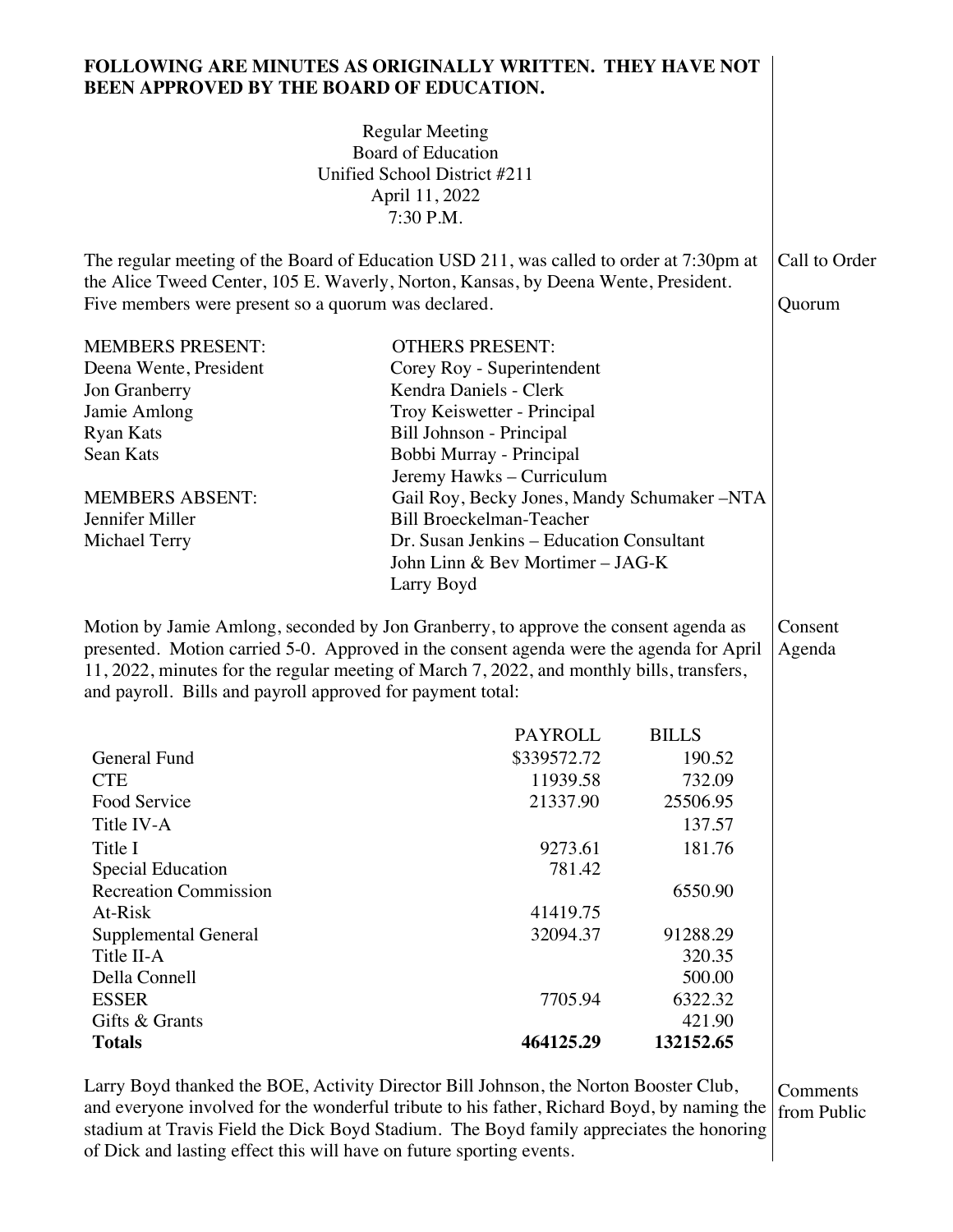**FOLLOWING ARE MINUTES AS ORIGINALLY WRITTEN. THEY HAVE NOT BEEN APPROVED BY THE BOARD OF EDUCATION.**

Regular Meeting
Board of Education
Unified School District #211
April 11, 2022
7:30 P.M.

**Call to Order**

**Quorum**

The regular meeting of the Board of Education USD 211, was called to order at 7:30pm at the Alice Tweed Center, 105 E. Waverly, Norton, Kansas, by Deena Wente, President. Five members were present so a quorum was declared.

| MEMBERS PRESENT: | OTHERS PRESENT: |
|---|---|
| Deena Wente, President | Corey Roy - Superintendent |
| Jon Granberry | Kendra Daniels - Clerk |
| Jamie Amlong | Troy Keiswetter - Principal |
| Ryan Kats | Bill Johnson - Principal |
| Sean Kats | Bobbi Murray - Principal |
| | Jeremy Hawks – Curriculum |
| MEMBERS ABSENT: | Gail Roy, Becky Jones, Mandy Schumaker –NTA |
| Jennifer Miller | Bill Broeckelman-Teacher |
| Michael Terry | Dr. Susan Jenkins – Education Consultant |
| | John Linn & Bev Mortimer – JAG-K |
| | Larry Boyd |

**Consent Agenda**

Motion by Jamie Amlong, seconded by Jon Granberry, to approve the consent agenda as presented. Motion carried 5-0. Approved in the consent agenda were the agenda for April 11, 2022, minutes for the regular meeting of March 7, 2022, and monthly bills, transfers, and payroll. Bills and payroll approved for payment total:

| | PAYROLL | BILLS |
|---|---|---|
| General Fund | $339572.72 | 190.52 |
| CTE | 11939.58 | 732.09 |
| Food Service | 21337.90 | 25506.95 |
| Title IV-A | | 137.57 |
| Title I | 9273.61 | 181.76 |
| Special Education | 781.42 | |
| Recreation Commission | | 6550.90 |
| At-Risk | 41419.75 | |
| Supplemental General | 32094.37 | 91288.29 |
| Title II-A | | 320.35 |
| Della Connell | | 500.00 |
| ESSER | 7705.94 | 6322.32 |
| Gifts & Grants | | 421.90 |
| **Totals** | **464125.29** | **132152.65** |

**Comments from Public**

Larry Boyd thanked the BOE, Activity Director Bill Johnson, the Norton Booster Club, and everyone involved for the wonderful tribute to his father, Richard Boyd, by naming the stadium at Travis Field the Dick Boyd Stadium. The Boyd family appreciates the honoring of Dick and lasting effect this will have on future sporting events.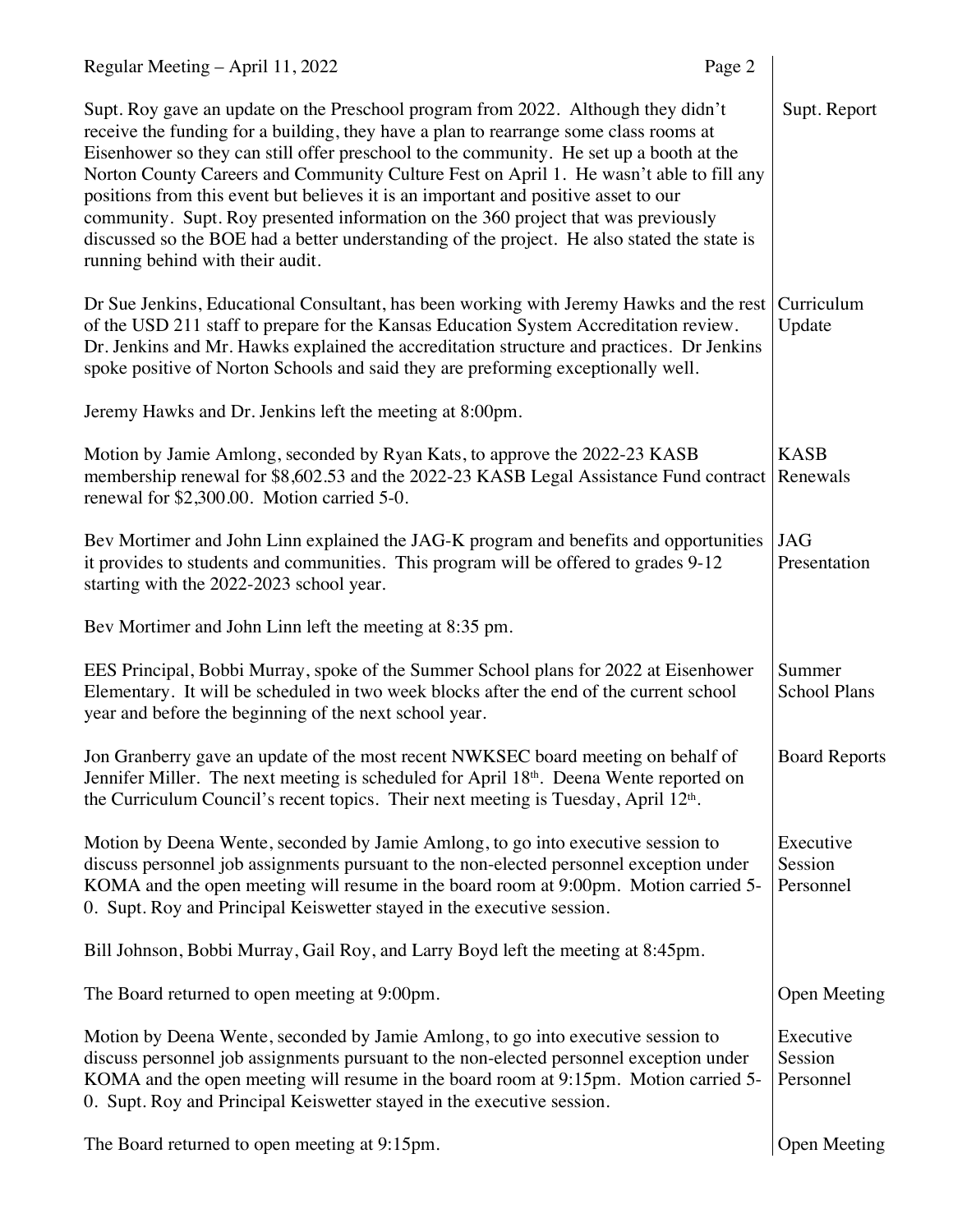Supt. Roy gave an update on the Preschool program from 2022. Although they didn't receive the funding for a building, they have a plan to rearrange some class rooms at Eisenhower so they can still offer preschool to the community. He set up a booth at the Norton County Careers and Community Culture Fest on April 1. He wasn't able to fill any positions from this event but believes it is an important and positive asset to our community. Supt. Roy presented information on the 360 project that was previously discussed so the BOE had a better understanding of the project. He also stated the state is running behind with their audit. — **Supt. Report**

Dr Sue Jenkins, Educational Consultant, has been working with Jeremy Hawks and the rest of the USD 211 staff to prepare for the Kansas Education System Accreditation review. Dr. Jenkins and Mr. Hawks explained the accreditation structure and practices. Dr Jenkins spoke positive of Norton Schools and said they are preforming exceptionally well. — **Curriculum Update**

Jeremy Hawks and Dr. Jenkins left the meeting at 8:00pm.

Motion by Jamie Amlong, seconded by Ryan Kats, to approve the 2022-23 KASB membership renewal for $8,602.53 and the 2022-23 KASB Legal Assistance Fund contract renewal for $2,300.00. Motion carried 5-0. — **KASB Renewals**

Bev Mortimer and John Linn explained the JAG-K program and benefits and opportunities it provides to students and communities. This program will be offered to grades 9-12 starting with the 2022-2023 school year. — **JAG Presentation**

Bev Mortimer and John Linn left the meeting at 8:35 pm.

EES Principal, Bobbi Murray, spoke of the Summer School plans for 2022 at Eisenhower Elementary. It will be scheduled in two week blocks after the end of the current school year and before the beginning of the next school year. — **Summer School Plans**

Jon Granberry gave an update of the most recent NWKSEC board meeting on behalf of Jennifer Miller. The next meeting is scheduled for April 18th. Deena Wente reported on the Curriculum Council's recent topics. Their next meeting is Tuesday, April 12th. — **Board Reports**

Motion by Deena Wente, seconded by Jamie Amlong, to go into executive session to discuss personnel job assignments pursuant to the non-elected personnel exception under KOMA and the open meeting will resume in the board room at 9:00pm. Motion carried 5-0. Supt. Roy and Principal Keiswetter stayed in the executive session. — **Executive Session Personnel**

Bill Johnson, Bobbi Murray, Gail Roy, and Larry Boyd left the meeting at 8:45pm.

The Board returned to open meeting at 9:00pm. — **Open Meeting**

Motion by Deena Wente, seconded by Jamie Amlong, to go into executive session to discuss personnel job assignments pursuant to the non-elected personnel exception under KOMA and the open meeting will resume in the board room at 9:15pm. Motion carried 5-0. Supt. Roy and Principal Keiswetter stayed in the executive session. — **Executive Session Personnel**

The Board returned to open meeting at 9:15pm. — **Open Meeting**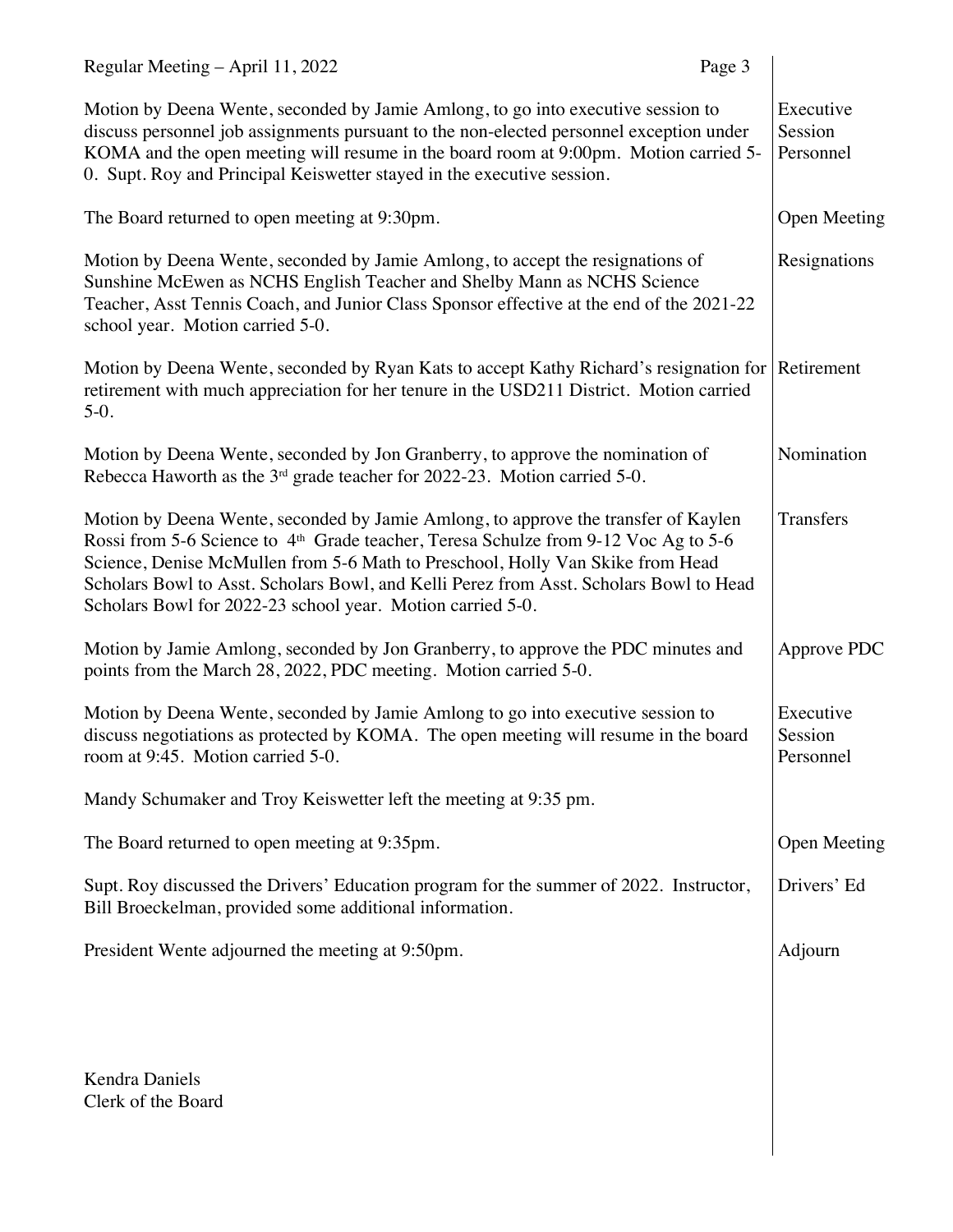Motion by Deena Wente, seconded by Jamie Amlong, to go into executive session to discuss personnel job assignments pursuant to the non-elected personnel exception under KOMA and the open meeting will resume in the board room at 9:00pm. Motion carried 5-0. Supt. Roy and Principal Keiswetter stayed in the executive session. **Executive Session Personnel**

The Board returned to open meeting at 9:30pm. **Open Meeting**

Motion by Deena Wente, seconded by Jamie Amlong, to accept the resignations of Sunshine McEwen as NCHS English Teacher and Shelby Mann as NCHS Science Teacher, Asst Tennis Coach, and Junior Class Sponsor effective at the end of the 2021-22 school year. Motion carried 5-0. **Resignations**

Motion by Deena Wente, seconded by Ryan Kats to accept Kathy Richard's resignation for retirement with much appreciation for her tenure in the USD211 District. Motion carried 5-0. **Retirement**

Motion by Deena Wente, seconded by Jon Granberry, to approve the nomination of Rebecca Haworth as the 3rd grade teacher for 2022-23. Motion carried 5-0. **Nomination**

Motion by Deena Wente, seconded by Jamie Amlong, to approve the transfer of Kaylen Rossi from 5-6 Science to 4th Grade teacher, Teresa Schulze from 9-12 Voc Ag to 5-6 Science, Denise McMullen from 5-6 Math to Preschool, Holly Van Skike from Head Scholars Bowl to Asst. Scholars Bowl, and Kelli Perez from Asst. Scholars Bowl to Head Scholars Bowl for 2022-23 school year. Motion carried 5-0. **Transfers**

Motion by Jamie Amlong, seconded by Jon Granberry, to approve the PDC minutes and points from the March 28, 2022, PDC meeting. Motion carried 5-0. **Approve PDC**

Motion by Deena Wente, seconded by Jamie Amlong to go into executive session to discuss negotiations as protected by KOMA. The open meeting will resume in the board room at 9:45. Motion carried 5-0. **Executive Session Personnel**

Mandy Schumaker and Troy Keiswetter left the meeting at 9:35 pm.

The Board returned to open meeting at 9:35pm. **Open Meeting**

Supt. Roy discussed the Drivers' Education program for the summer of 2022. Instructor, Bill Broeckelman, provided some additional information. **Drivers' Ed**

President Wente adjourned the meeting at 9:50pm. **Adjourn**

Kendra Daniels
Clerk of the Board